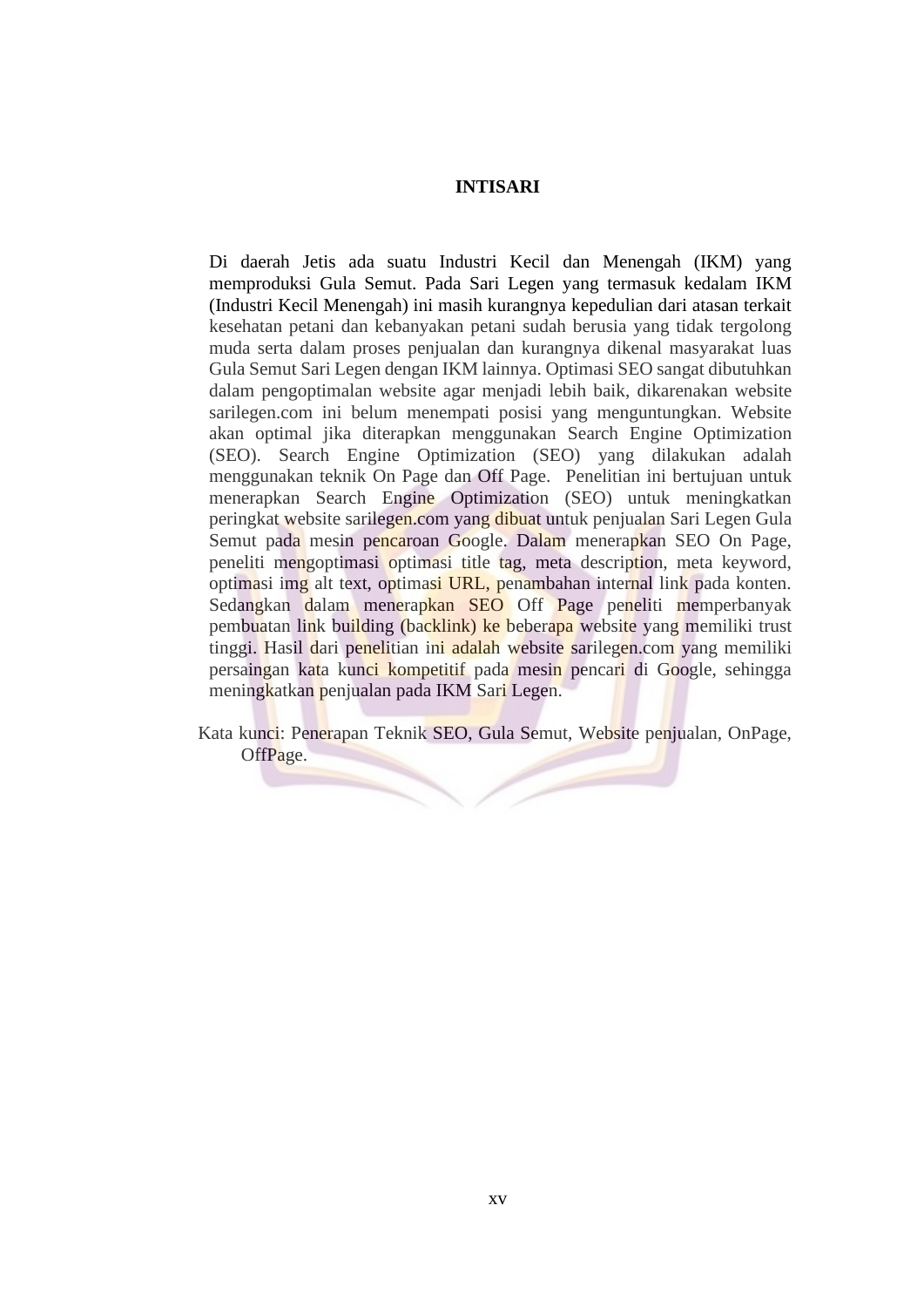# INTISARI

Di daerah Jetis ada suatu Industri Kecil dan Menengah (IKM) yang memproduksi Gula Semut. Pada Sari Legen yang termasuk kedalam IKM (Industri Kecil Menengah) ini masih kurangnya kepedulian dari atasan terkait kesehatan petani dan kebanyakan petani sudah berusia yang tidak tergolong muda serta dalam proses penjualan dan kurangnya dikenal masyarakat luas Gula Semut Sari Legen dengan IKM lainnya. Optimasi SEO sangat dibutuhkan dalam pengoptimalan website agar menjadi lebih baik, dikarenakan website sarilegen.com ini belum menempati posisi yang menguntungkan. Website akan optimal jika diterapkan menggunakan Search Engine Optimization (SEO). Search Engine Optimization (SEO) yang dilakukan adalah menggunakan teknik On Page dan Off Page. Penelitian ini bertujuan untuk menerapkan Search Engine Optimization (SEO) untuk meningkatkan peringkat website sarilegen.com yang dibuat untuk penjualan Sari Legen Gula Semut pada mesin pencaroan Google. Dalam menerapkan SEO On Page, peneliti mengoptimasi optimasi title tag, meta description, meta keyword, optimasi img alt text, optimasi URL, penambahan internal link pada konten. Sedangkan dalam menerapkan SEO Off Page peneliti memperbanyak pembuatan link building (backlink) ke beberapa website yang memiliki trust tinggi. Hasil dari penelitian ini adalah website sarilegen.com yang memiliki persaingan kata kunci kompetitif pada mesin pencari di Google, sehingga meningkatkan penjualan pada IKM Sari Legen.

Kata kunci: Penerapan Teknik SEO, Gula Semut, Website penjualan, OnPage, OffPage.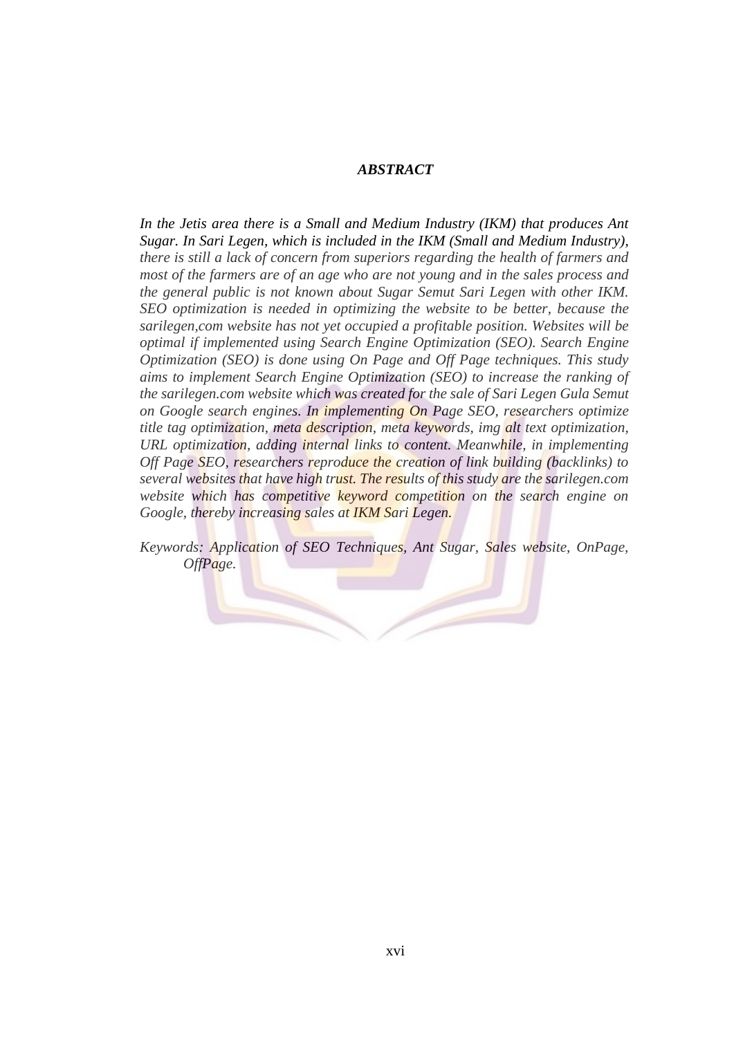# *ABSTRACT*

*In the Jetis area there is a Small and Medium Industry (IKM) that produces Ant Sugar. In Sari Legen, which is included in the IKM (Small and Medium Industry), there is still a lack of concern from superiors regarding the health of farmers and most of the farmers are of an age who are not young and in the sales process and the general public is not known about Sugar Semut Sari Legen with other IKM. SEO optimization is needed in optimizing the website to be better, because the sarilegen,com website has not yet occupied a profitable position. Websites will be optimal if implemented using Search Engine Optimization (SEO). Search Engine Optimization (SEO) is done using On Page and Off Page techniques. This study aims to implement Search Engine Optimization (SEO) to increase the ranking of the sarilegen.com website which was created for the sale of Sari Legen Gula Semut on Google search engines. In implementing On Page SEO, researchers optimize title tag optimization, meta description, meta keywords, img alt text optimization, URL optimization, adding internal links to content. Meanwhile, in implementing Off Page SEO, researchers reproduce the creation of link building (backlinks) to several websites that have high trust. The results of this study are the sarilegen.com website which has competitive keyword competition on the search engine on Google, thereby increasing sales at IKM Sari Legen.*

*Keywords: Application of SEO Techniques, Ant Sugar, Sales website, OnPage, OffPage.*